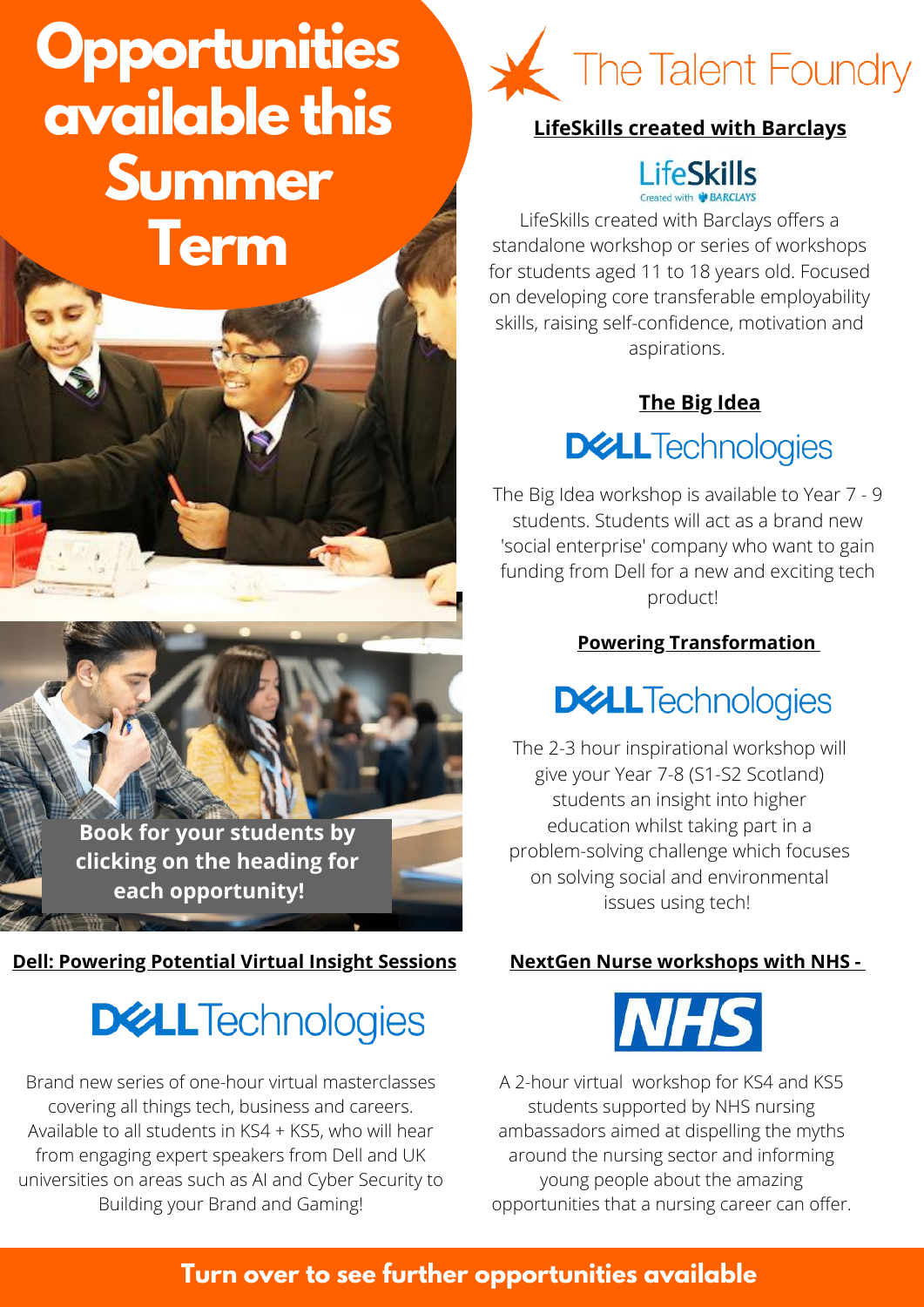# Opportunities available this Summer Term

The Talent Foundry

**Book for your students by clicking on the heading for each opportunity!**

## LifeSkills created with Barclays

LifeSkills created with Barclays offers a standalone workshop or series of workshops for students aged 11 to 18 years old. Focused on developing core transferable employability skills, raising self-confidence, motivation and aspirations.

## The Big Idea

Dell Technologies

The Big Idea workshop is available to Year 7 - 9 students. Students will act as a brand new 'social enterprise' company who want to gain funding from Dell for a new and exciting tech product!

## Powering Transformation

Dell Technologies

The 2-3 hour inspirational workshop will give your Year 7-8 (S1-S2 Scotland) students an insight into higher education whilst taking part in a problem-solving challenge which focuses on solving social and environmental issues using tech!

## Dell: Powering Potential Virtual Insight Sessions

Dell Technologies

Brand new series of one-hour virtual masterclasses covering all things tech, business and careers. Available to all students in KS4 + KS5, who will hear from engaging expert speakers from Dell and UK universities on areas such as AI and Cyber Security to Building your Brand and Gaming!

## NextGen Nurse workshops with NHS -

NHS

A 2-hour virtual workshop for KS4 and KS5 students supported by NHS nursing ambassadors aimed at dispelling the myths around the nursing sector and informing young people about the amazing opportunities that a nursing career can offer.

**Turn over to see further opportunities available**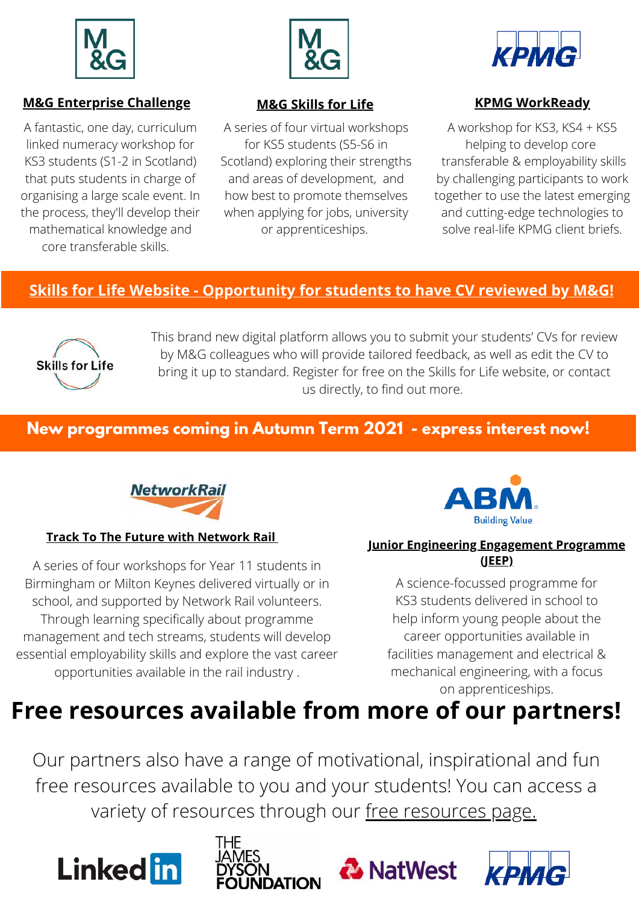### M&G Enterprise Challenge

A fantastic, one day, curriculum linked numeracy workshop for KS3 students (S1-2 in Scotland) that puts students in charge of organising a large scale event. In the process, they'll develop their mathematical knowledge and core transferable skills.

### M&G Skills for Life

A series of four virtual workshops for KS5 students (S5-S6 in Scotland) exploring their strengths and areas of development, and how best to promote themselves when applying for jobs, university or apprenticeships.

### KPMG WorkReady

A workshop for KS3, KS4 + KS5 helping to develop core transferable & employability skills by challenging participants to work together to use the latest emerging and cutting-edge technologies to solve real-life KPMG client briefs.

## Skills for Life Website - Opportunity for students to have CV reviewed by M&G!

This brand new digital platform allows you to submit your students' CVs for review by M&G colleagues who will provide tailored feedback, as well as edit the CV to bring it up to standard. Register for free on the Skills for Life website, or contact us directly, to find out more.

## New programmes coming in Autumn Term 2021 - express interest now!

### Track To The Future with Network Rail

A series of four workshops for Year 11 students in Birmingham or Milton Keynes delivered virtually or in school, and supported by Network Rail volunteers. Through learning specifically about programme management and tech streams, students will develop essential employability skills and explore the vast career opportunities available in the rail industry .

### Junior Engineering Engagement Programme (JEEP)

A science-focussed programme for KS3 students delivered in school to help inform young people about the career opportunities available in facilities management and electrical & mechanical engineering, with a focus on apprenticeships.

# Free resources available from more of our partners!

Our partners also have a range of motivational, inspirational and fun free resources available to you and your students! You can access a variety of resources through our free resources page.